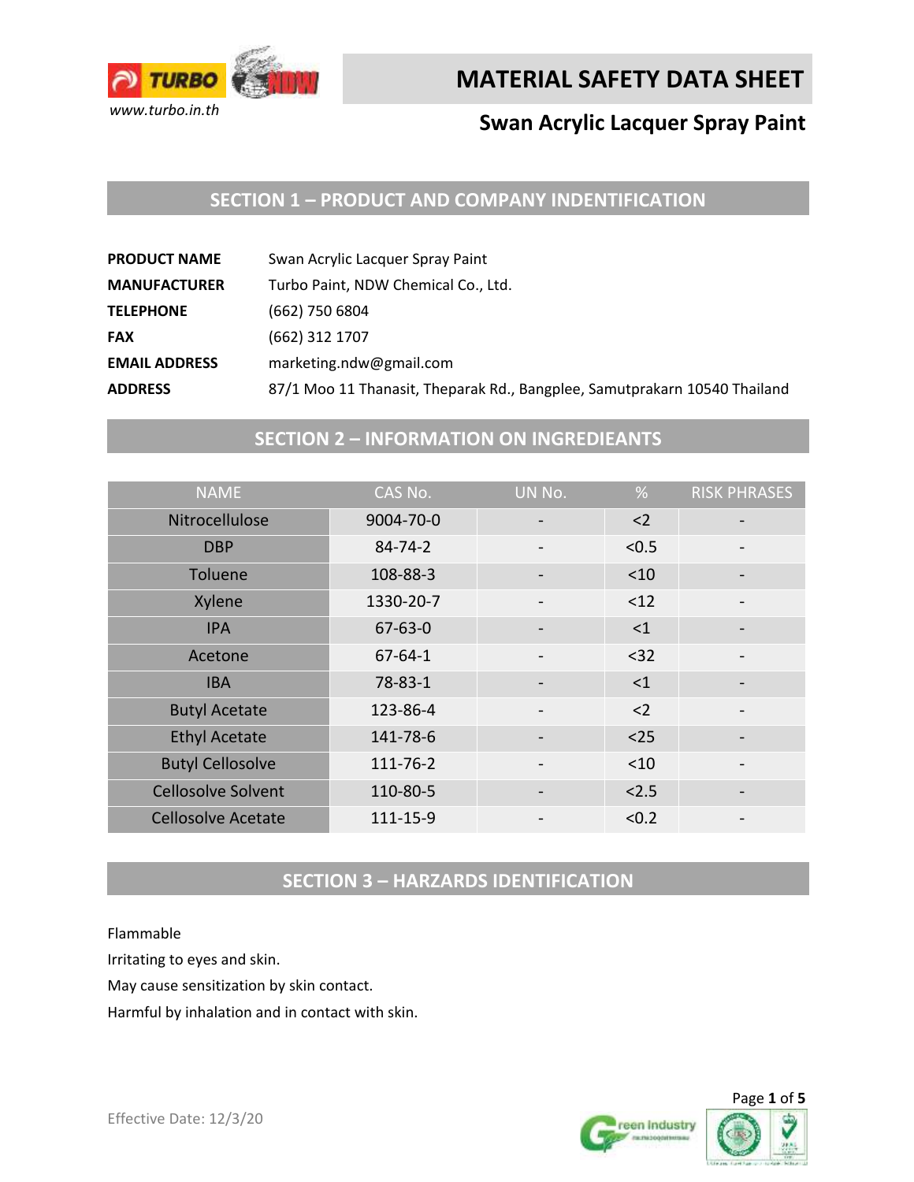www.turbo.in.th

# MATERIAL SAFETY DATA SHEET

## Swan Acrylic Lacquer Spray Paint

## SECTION 1 – PRODUCT AND COMPANY INDENTIFICATION

**PRODUCT NAME** Swan Acrylic Lacquer Spray Paint

**MANUFACTURER** Turbo Paint, NDW Chemical Co., Ltd.

**TELEPHONE** (662) 750 6804

**FAX** (662) 312 1707

**EMAIL ADDRESS** marketing.ndw@gmail.com

**ADDRESS** 87/1 Moo 11 Thanasit, Theparak Rd., Bangplee, Samutprakarn 10540 Thailand

## SECTION 2 – INFORMATION ON INGREDIEANTS

| NAME | CAS No. | UN No. | % | RISK PHRASES |
|---|---|---|---|---|
| Nitrocellulose | 9004-70-0 | - | <2 | - |
| DBP | 84-74-2 | - | <0.5 | - |
| Toluene | 108-88-3 | - | <10 | - |
| Xylene | 1330-20-7 | - | <12 | - |
| IPA | 67-63-0 | - | <1 | - |
| Acetone | 67-64-1 | - | <32 | - |
| IBA | 78-83-1 | - | <1 | - |
| Butyl Acetate | 123-86-4 | - | <2 | - |
| Ethyl Acetate | 141-78-6 | - | <25 | - |
| Butyl Cellosolve | 111-76-2 | - | <10 | - |
| Cellosolve Solvent | 110-80-5 | - | <2.5 | - |
| Cellosolve Acetate | 111-15-9 | - | <0.2 | - |

## SECTION 3 – HARZARDS IDENTIFICATION

Flammable

Irritating to eyes and skin.

May cause sensitization by skin contact.

Harmful by inhalation and in contact with skin.

Effective Date: 12/3/20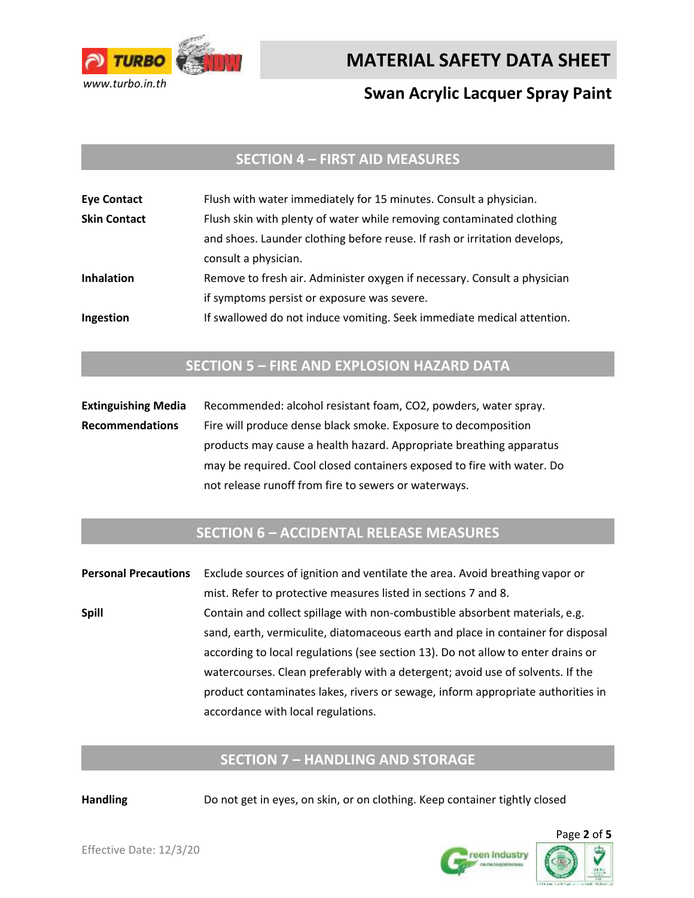## SECTION 4 – FIRST AID MEASURES

**Eye Contact** Flush with water immediately for 15 minutes. Consult a physician.

**Skin Contact** Flush skin with plenty of water while removing contaminated clothing and shoes. Launder clothing before reuse. If rash or irritation develops, consult a physician.

**Inhalation** Remove to fresh air. Administer oxygen if necessary. Consult a physician if symptoms persist or exposure was severe.

**Ingestion** If swallowed do not induce vomiting. Seek immediate medical attention.

## SECTION 5 – FIRE AND EXPLOSION HAZARD DATA

**Extinguishing Media** Recommended: alcohol resistant foam, $CO_2$, powders, water spray.

**Recommendations** Fire will produce dense black smoke. Exposure to decomposition products may cause a health hazard. Appropriate breathing apparatus may be required. Cool closed containers exposed to fire with water. Do not release runoff from fire to sewers or waterways.

## SECTION 6 – ACCIDENTAL RELEASE MEASURES

**Personal Precautions** Exclude sources of ignition and ventilate the area. Avoid breathing vapor or mist. Refer to protective measures listed in sections 7 and 8.

**Spill** Contain and collect spillage with non-combustible absorbent materials, e.g. sand, earth, vermiculite, diatomaceous earth and place in container for disposal according to local regulations (see section 13). Do not allow to enter drains or watercourses. Clean preferably with a detergent; avoid use of solvents. If the product contaminates lakes, rivers or sewage, inform appropriate authorities in accordance with local regulations.

## SECTION 7 – HANDLING AND STORAGE

**Handling** Do not get in eyes, on skin, or on clothing. Keep container tightly closed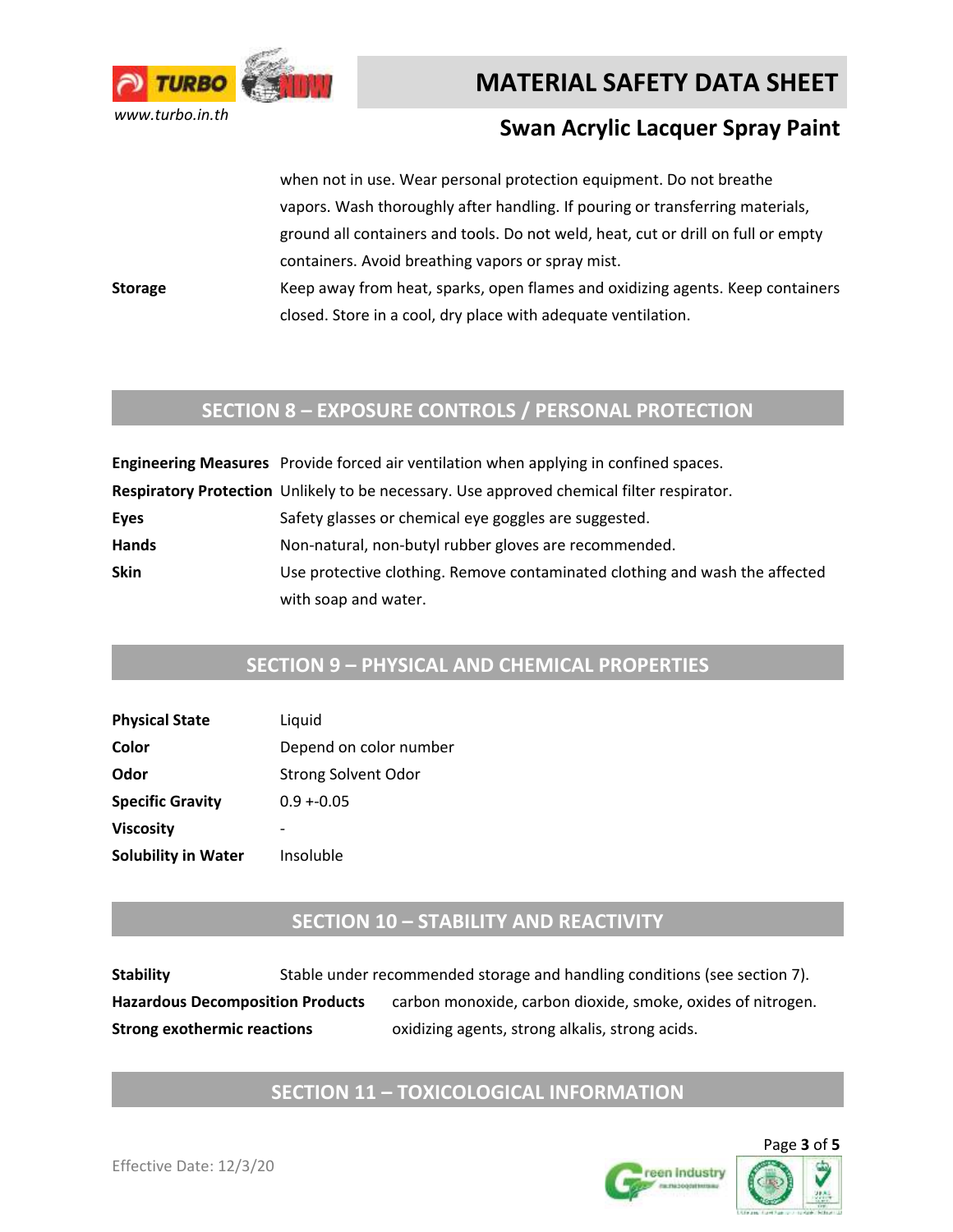when not in use. Wear personal protection equipment. Do not breathe vapors. Wash thoroughly after handling. If pouring or transferring materials, ground all containers and tools. Do not weld, heat, cut or drill on full or empty containers. Avoid breathing vapors or spray mist.

**Storage** Keep away from heat, sparks, open flames and oxidizing agents. Keep containers closed. Store in a cool, dry place with adequate ventilation.

## SECTION 8 – EXPOSURE CONTROLS / PERSONAL PROTECTION

| | |
|---|---|
| **Engineering Measures** | Provide forced air ventilation when applying in confined spaces. |
| **Respiratory Protection** | Unlikely to be necessary. Use approved chemical filter respirator. |
| **Eyes** | Safety glasses or chemical eye goggles are suggested. |
| **Hands** | Non-natural, non-butyl rubber gloves are recommended. |
| **Skin** | Use protective clothing. Remove contaminated clothing and wash the affected with soap and water. |

## SECTION 9 – PHYSICAL AND CHEMICAL PROPERTIES

| | |
|---|---|
| **Physical State** | Liquid |
| **Color** | Depend on color number |
| **Odor** | Strong Solvent Odor |
| **Specific Gravity** | 0.9 +-0.05 |
| **Viscosity** | - |
| **Solubility in Water** | Insoluble |

## SECTION 10 – STABILITY AND REACTIVITY

| | |
|---|---|
| **Stability** | Stable under recommended storage and handling conditions (see section 7). |
| **Hazardous Decomposition Products** | carbon monoxide, carbon dioxide, smoke, oxides of nitrogen. |
| **Strong exothermic reactions** | oxidizing agents, strong alkalis, strong acids. |

## SECTION 11 – TOXICOLOGICAL INFORMATION

Effective Date: 12/3/20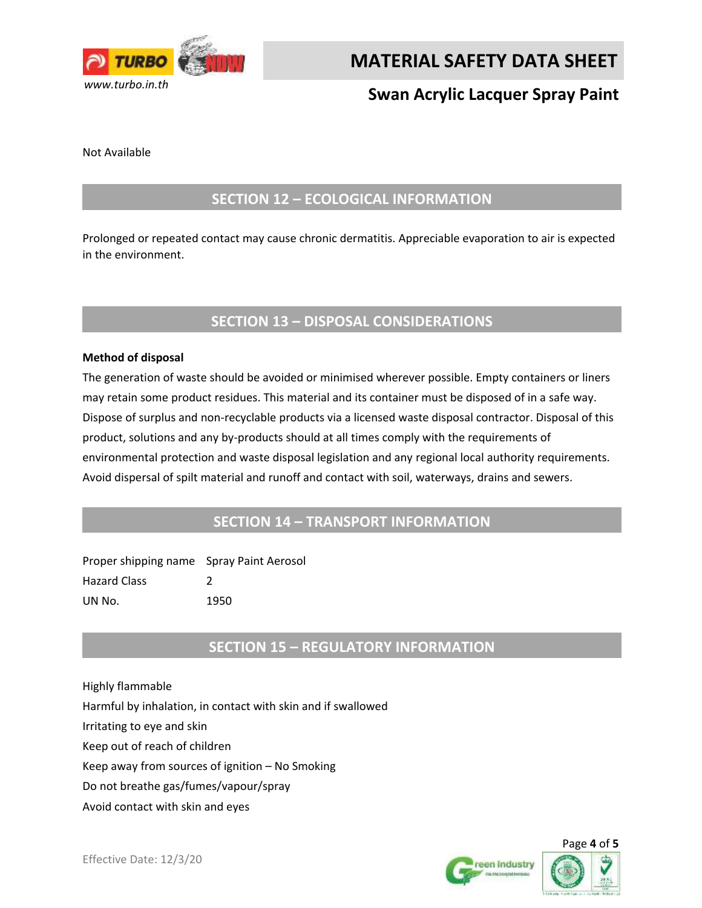Not Available

## SECTION 12 – ECOLOGICAL INFORMATION

Prolonged or repeated contact may cause chronic dermatitis. Appreciable evaporation to air is expected in the environment.

## SECTION 13 – DISPOSAL CONSIDERATIONS

**Method of disposal**

The generation of waste should be avoided or minimised wherever possible. Empty containers or liners may retain some product residues. This material and its container must be disposed of in a safe way. Dispose of surplus and non-recyclable products via a licensed waste disposal contractor. Disposal of this product, solutions and any by-products should at all times comply with the requirements of environmental protection and waste disposal legislation and any regional local authority requirements. Avoid dispersal of spilt material and runoff and contact with soil, waterways, drains and sewers.

## SECTION 14 – TRANSPORT INFORMATION

| | |
|---|---|
| Proper shipping name | Spray Paint Aerosol |
| Hazard Class | 2 |
| UN No. | 1950 |

## SECTION 15 – REGULATORY INFORMATION

Highly flammable

Harmful by inhalation, in contact with skin and if swallowed

Irritating to eye and skin

Keep out of reach of children

Keep away from sources of ignition – No Smoking

Do not breathe gas/fumes/vapour/spray

Avoid contact with skin and eyes

Effective Date: 12/3/20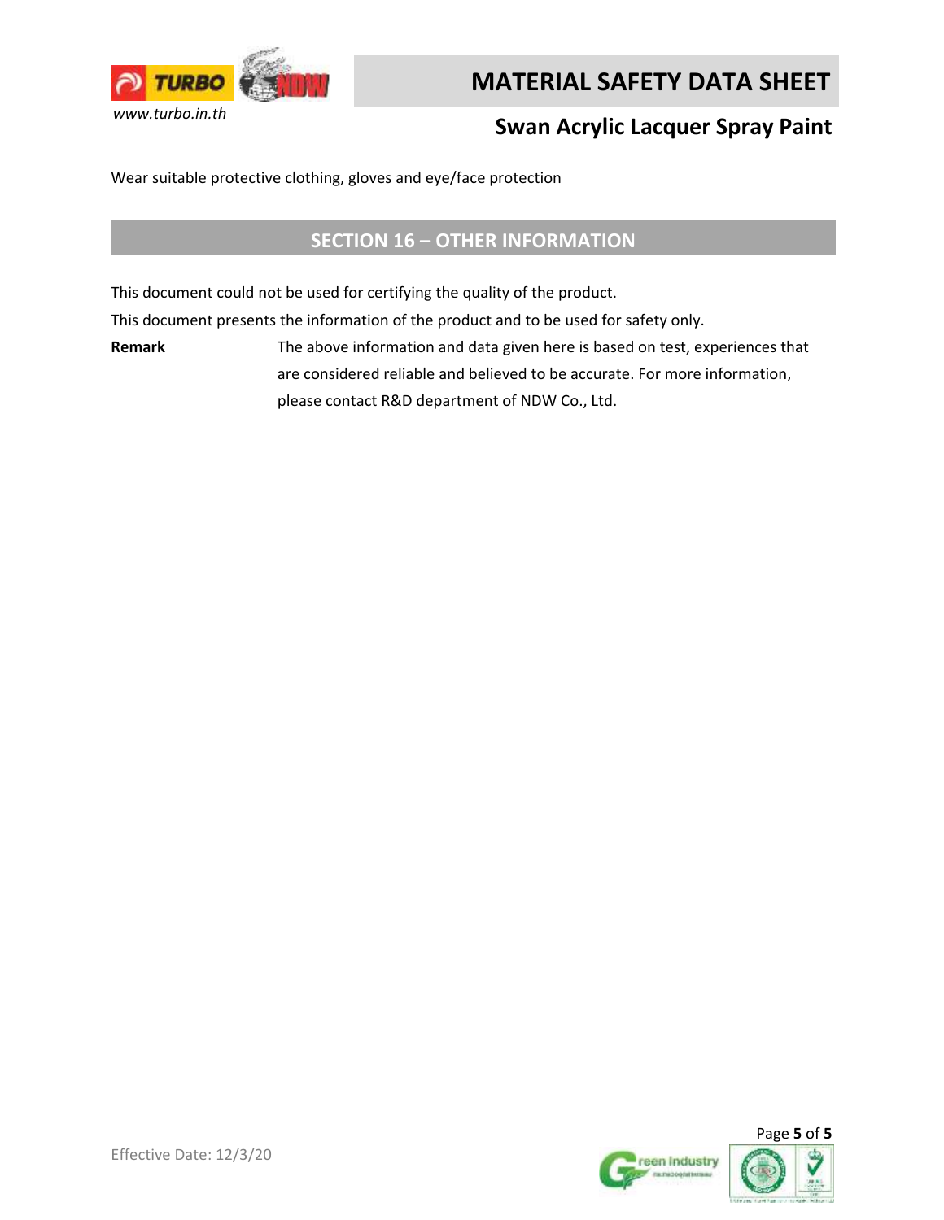Wear suitable protective clothing, gloves and eye/face protection

## SECTION 16 – OTHER INFORMATION

This document could not be used for certifying the quality of the product.

This document presents the information of the product and to be used for safety only.

**Remark** The above information and data given here is based on test, experiences that are considered reliable and believed to be accurate. For more information, please contact R&D department of NDW Co., Ltd.

Effective Date: 12/3/20